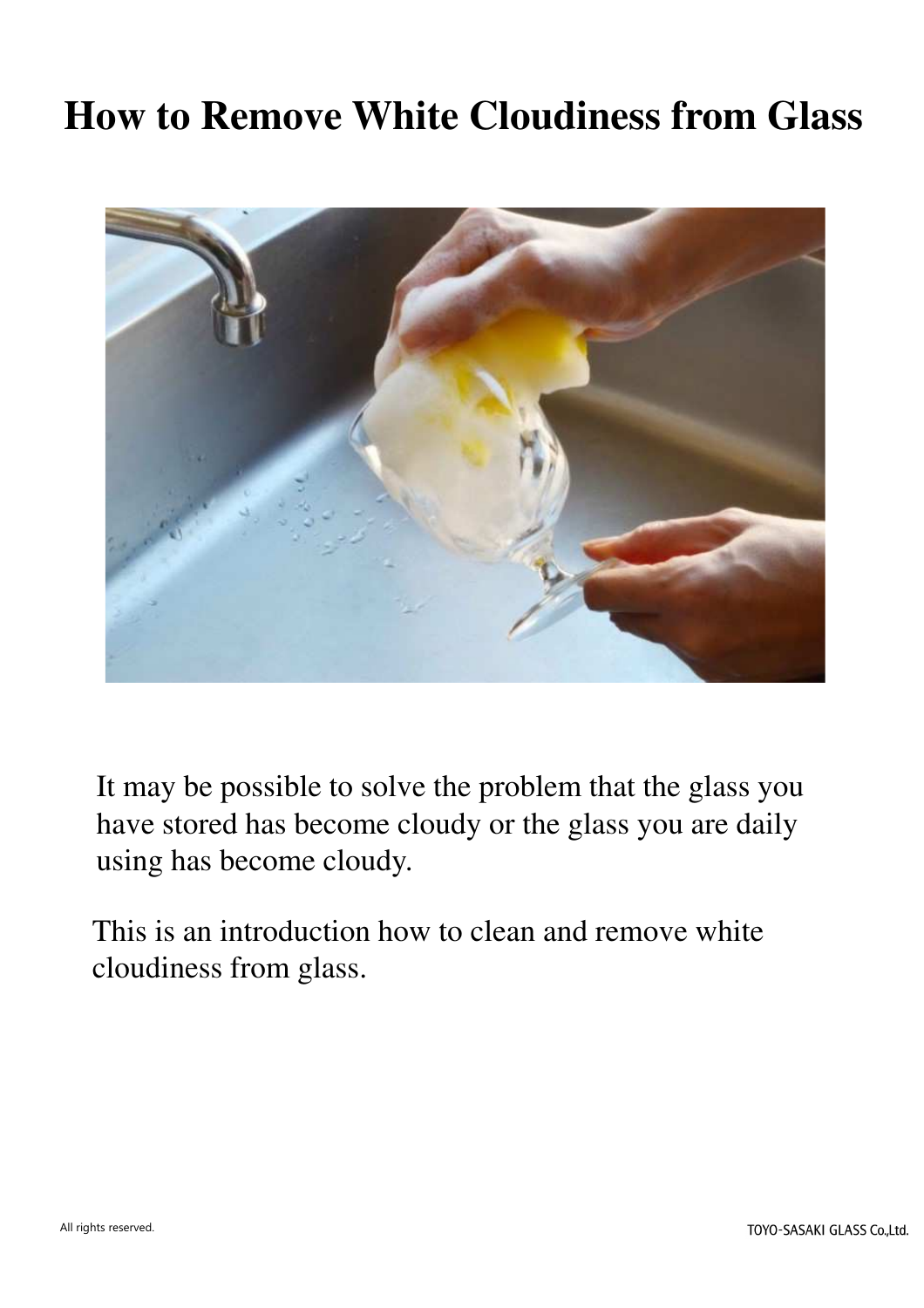# How to Remove White Cloudiness from Glass

It may be possible to solve the problem that the glass you have stored has become cloudy or the glass you are daily using has become cloudy.

This is an introduction how to clean and remove white cloudiness from glass.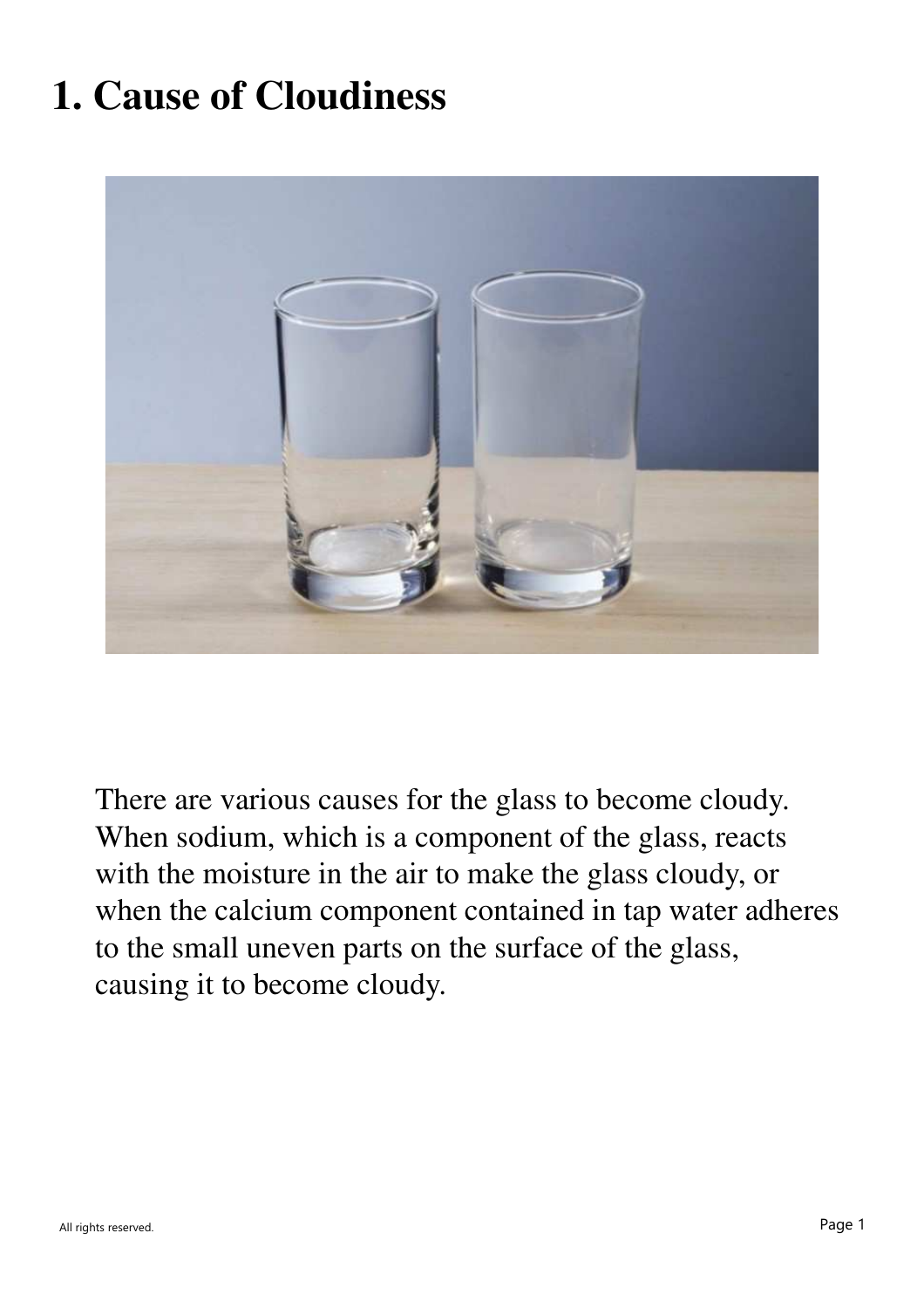# 1. Cause of Cloudiness

There are various causes for the glass to become cloudy. When sodium, which is a component of the glass, reacts with the moisture in the air to make the glass cloudy, or when the calcium component contained in tap water adheres to the small uneven parts on the surface of the glass, causing it to become cloudy.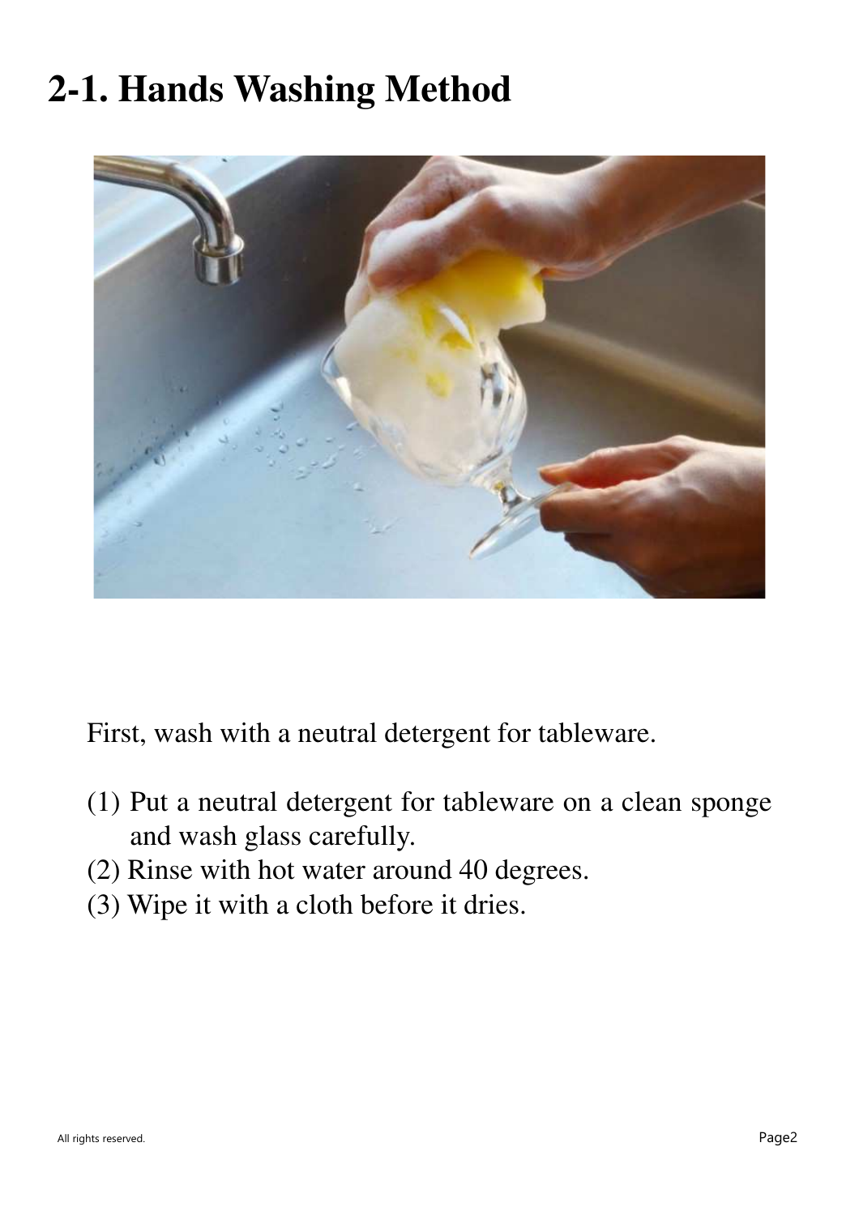# 2-1. Hands Washing Method

First, wash with a neutral detergent for tableware.

(1) Put a neutral detergent for tableware on a clean sponge and wash glass carefully.
(2) Rinse with hot water around 40 degrees.
(3) Wipe it with a cloth before it dries.

All rights reserved.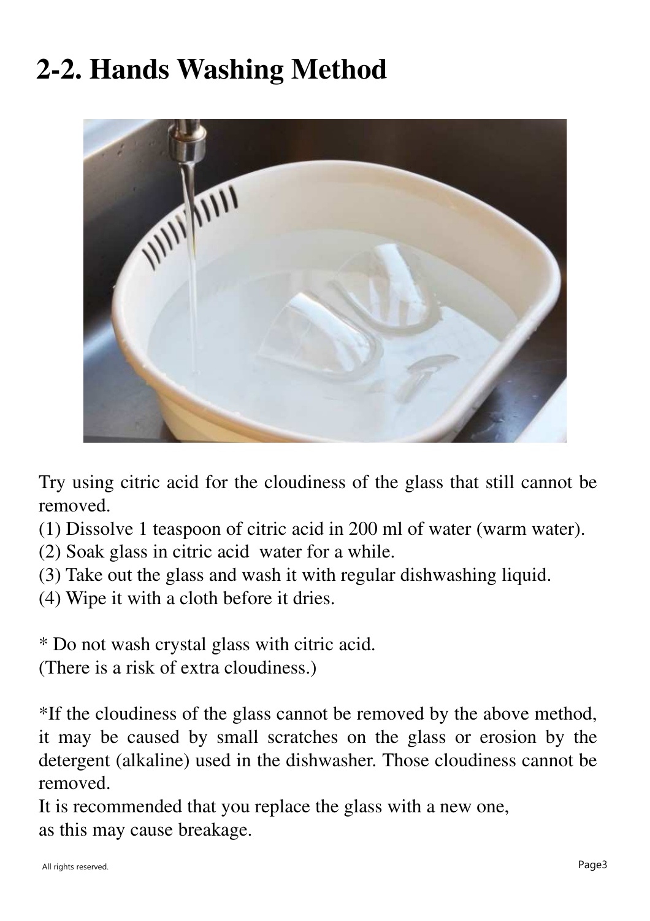## 2-2. Hands Washing Method

Try using citric acid for the cloudiness of the glass that still cannot be removed.

(1) Dissolve 1 teaspoon of citric acid in 200 ml of water (warm water).
(2) Soak glass in citric acid water for a while.
(3) Take out the glass and wash it with regular dishwashing liquid.
(4) Wipe it with a cloth before it dries.

* Do not wash crystal glass with citric acid.
(There is a risk of extra cloudiness.)

*If the cloudiness of the glass cannot be removed by the above method, it may be caused by small scratches on the glass or erosion by the detergent (alkaline) used in the dishwasher. Those cloudiness cannot be removed.
It is recommended that you replace the glass with a new one,
as this may cause breakage.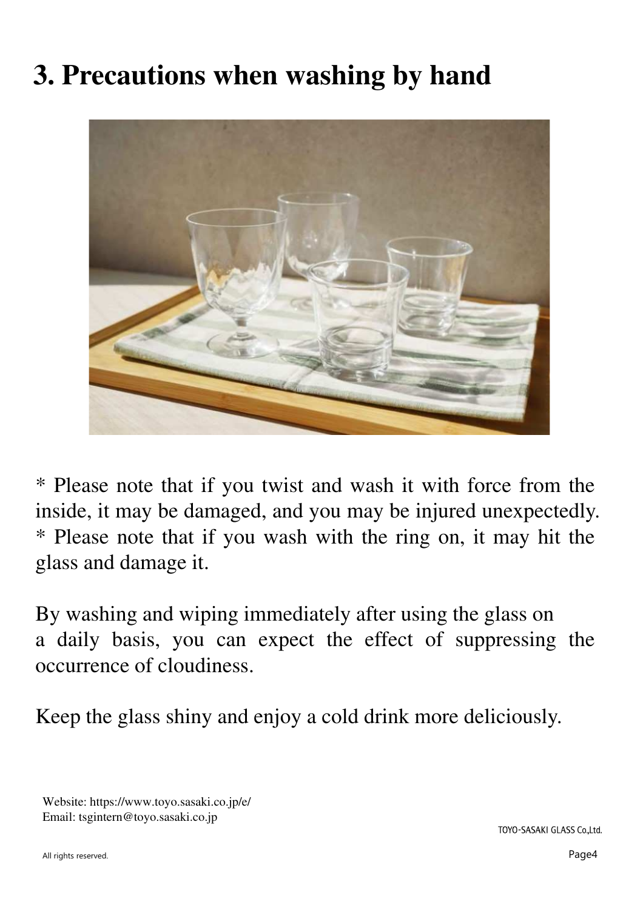# 3. Precautions when washing by hand

* Please note that if you twist and wash it with force from the inside, it may be damaged, and you may be injured unexpectedly.
* Please note that if you wash with the ring on, it may hit the glass and damage it.

By washing and wiping immediately after using the glass on a daily basis, you can expect the effect of suppressing the occurrence of cloudiness.

Keep the glass shiny and enjoy a cold drink more deliciously.

Website: https://www.toyo.sasaki.co.jp/e/
Email: tsgintern@toyo.sasaki.co.jp

TOYO-SASAKI GLASS Co.,Ltd.

All rights reserved.